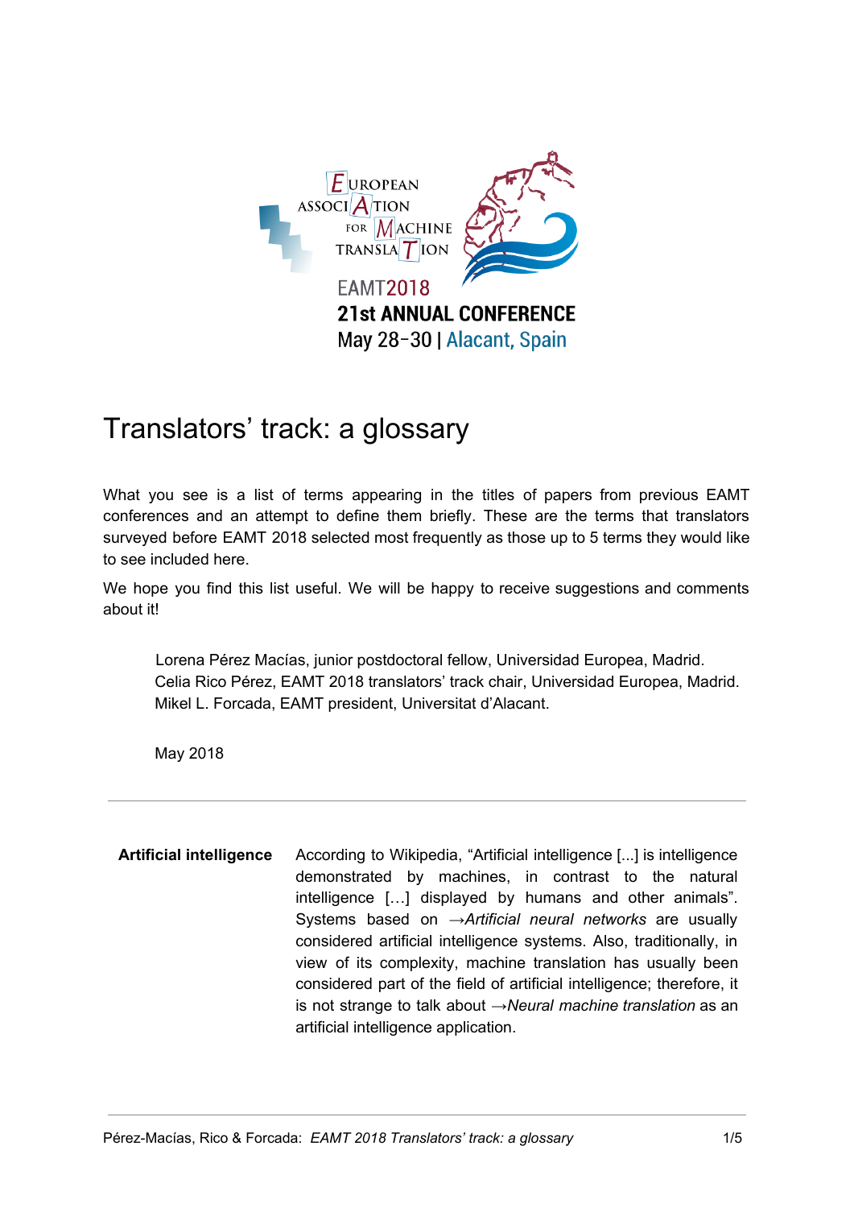EUROPEAN ASSOCIATION FOR MACHINE TRANSLATION

EAMT2018
**21st ANNUAL CONFERENCE**
May 28-30 | Alacant, Spain

# Translators' track: a glossary

What you see is a list of terms appearing in the titles of papers from previous EAMT conferences and an attempt to define them briefly. These are the terms that translators surveyed before EAMT 2018 selected most frequently as those up to 5 terms they would like to see included here.

We hope you find this list useful. We will be happy to receive suggestions and comments about it!

> Lorena Pérez Macías, junior postdoctoral fellow, Universidad Europea, Madrid.
> Celia Rico Pérez, EAMT 2018 translators' track chair, Universidad Europea, Madrid.
> Mikel L. Forcada, EAMT president, Universitat d'Alacant.
>
> May 2018

---

**Artificial intelligence** According to Wikipedia, "Artificial intelligence [...] is intelligence demonstrated by machines, in contrast to the natural intelligence [...] displayed by humans and other animals". Systems based on →*Artificial neural networks* are usually considered artificial intelligence systems. Also, traditionally, in view of its complexity, machine translation has usually been considered part of the field of artificial intelligence; therefore, it is not strange to talk about →*Neural machine translation* as an artificial intelligence application.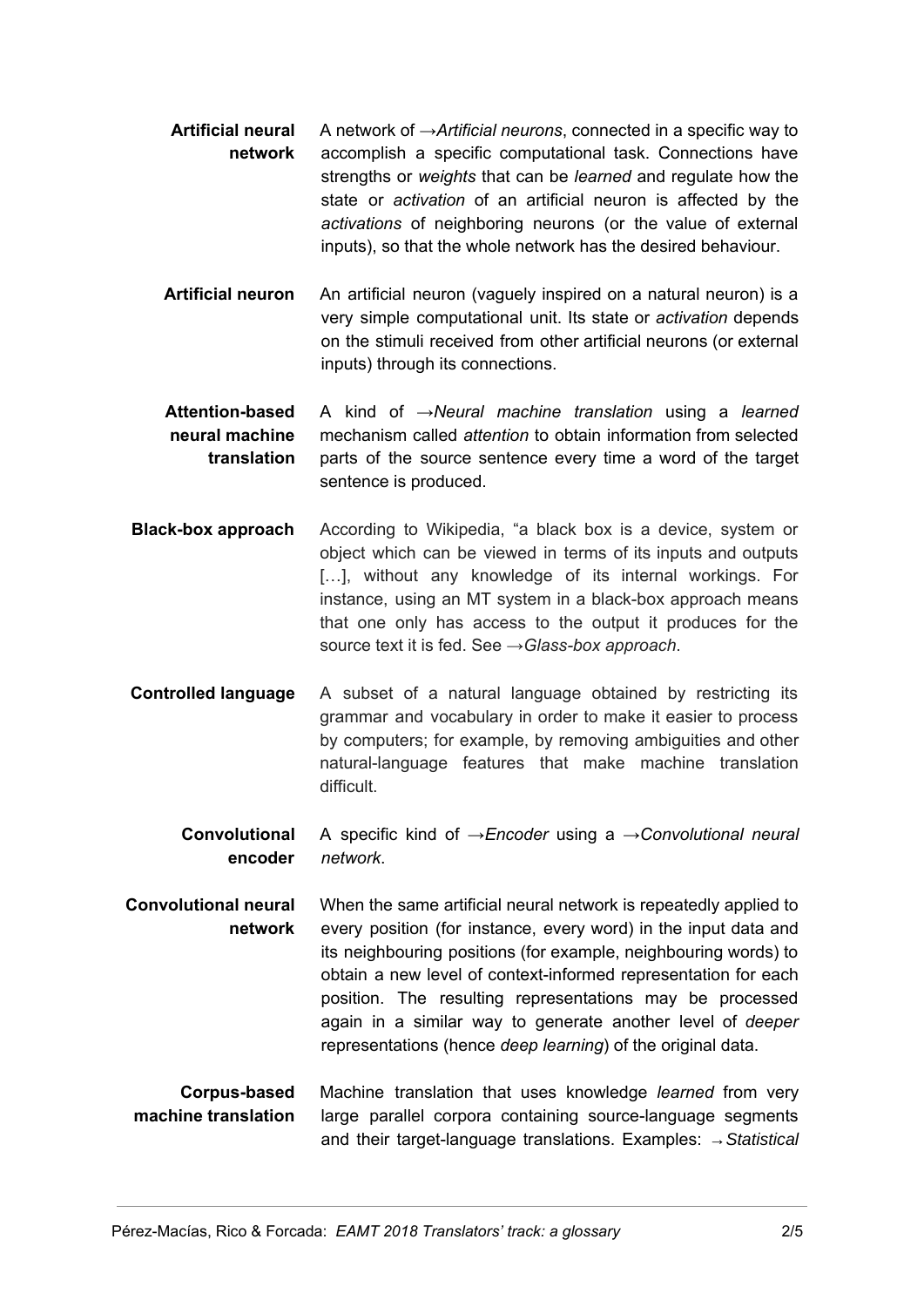**Artificial neural network**
A network of →*Artificial neurons*, connected in a specific way to accomplish a specific computational task. Connections have strengths or *weights* that can be *learned* and regulate how the state or *activation* of an artificial neuron is affected by the *activations* of neighboring neurons (or the value of external inputs), so that the whole network has the desired behaviour.

**Artificial neuron**
An artificial neuron (vaguely inspired on a natural neuron) is a very simple computational unit. Its state or *activation* depends on the stimuli received from other artificial neurons (or external inputs) through its connections.

**Attention-based neural machine translation**
A kind of →*Neural machine translation* using a *learned* mechanism called *attention* to obtain information from selected parts of the source sentence every time a word of the target sentence is produced.

**Black-box approach**
According to Wikipedia, "a black box is a device, system or object which can be viewed in terms of its inputs and outputs […], without any knowledge of its internal workings. For instance, using an MT system in a black-box approach means that one only has access to the output it produces for the source text it is fed. See →*Glass-box approach*.

**Controlled language**
A subset of a natural language obtained by restricting its grammar and vocabulary in order to make it easier to process by computers; for example, by removing ambiguities and other natural-language features that make machine translation difficult.

**Convolutional encoder**
A specific kind of →*Encoder* using a →*Convolutional neural network*.

**Convolutional neural network**
When the same artificial neural network is repeatedly applied to every position (for instance, every word) in the input data and its neighbouring positions (for example, neighbouring words) to obtain a new level of context-informed representation for each position. The resulting representations may be processed again in a similar way to generate another level of *deeper* representations (hence *deep learning*) of the original data.

**Corpus-based machine translation**
Machine translation that uses knowledge *learned* from very large parallel corpora containing source-language segments and their target-language translations. Examples: →*Statistical*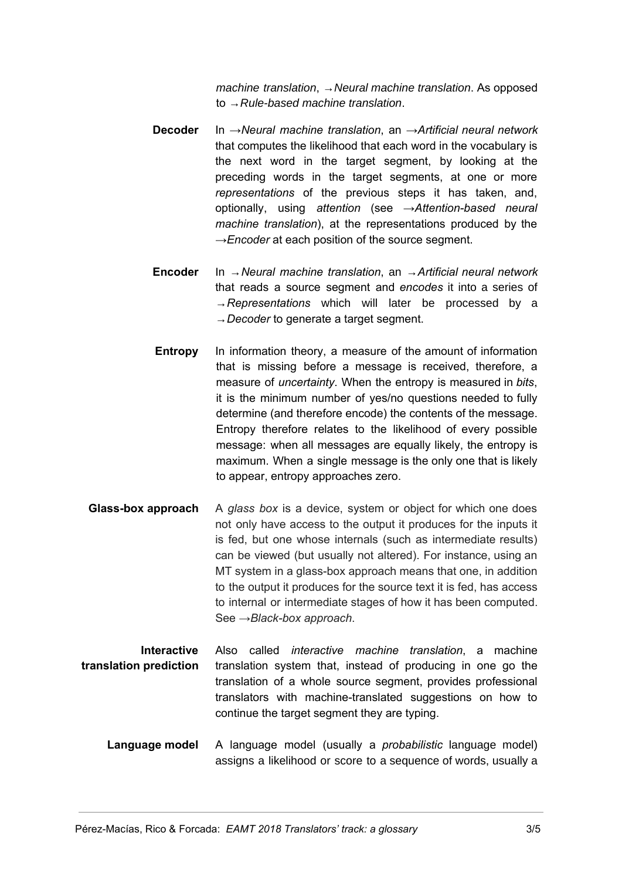*machine translation*, →*Neural machine translation*. As opposed to →*Rule-based machine translation*.

**Decoder** In →*Neural machine translation*, an →*Artificial neural network* that computes the likelihood that each word in the vocabulary is the next word in the target segment, by looking at the preceding words in the target segments, at one or more *representations* of the previous steps it has taken, and, optionally, using *attention* (see →*Attention-based neural machine translation*), at the representations produced by the →*Encoder* at each position of the source segment.

**Encoder** In →*Neural machine translation*, an →*Artificial neural network* that reads a source segment and *encodes* it into a series of →*Representations* which will later be processed by a →*Decoder* to generate a target segment.

**Entropy** In information theory, a measure of the amount of information that is missing before a message is received, therefore, a measure of *uncertainty*. When the entropy is measured in *bits*, it is the minimum number of yes/no questions needed to fully determine (and therefore encode) the contents of the message. Entropy therefore relates to the likelihood of every possible message: when all messages are equally likely, the entropy is maximum. When a single message is the only one that is likely to appear, entropy approaches zero.

**Glass-box approach** A *glass box* is a device, system or object for which one does not only have access to the output it produces for the inputs it is fed, but one whose internals (such as intermediate results) can be viewed (but usually not altered). For instance, using an MT system in a glass-box approach means that one, in addition to the output it produces for the source text it is fed, has access to internal or intermediate stages of how it has been computed. See →*Black-box approach*.

**Interactive translation prediction** Also called *interactive machine translation*, a machine translation system that, instead of producing in one go the translation of a whole source segment, provides professional translators with machine-translated suggestions on how to continue the target segment they are typing.

**Language model** A language model (usually a *probabilistic* language model) assigns a likelihood or score to a sequence of words, usually a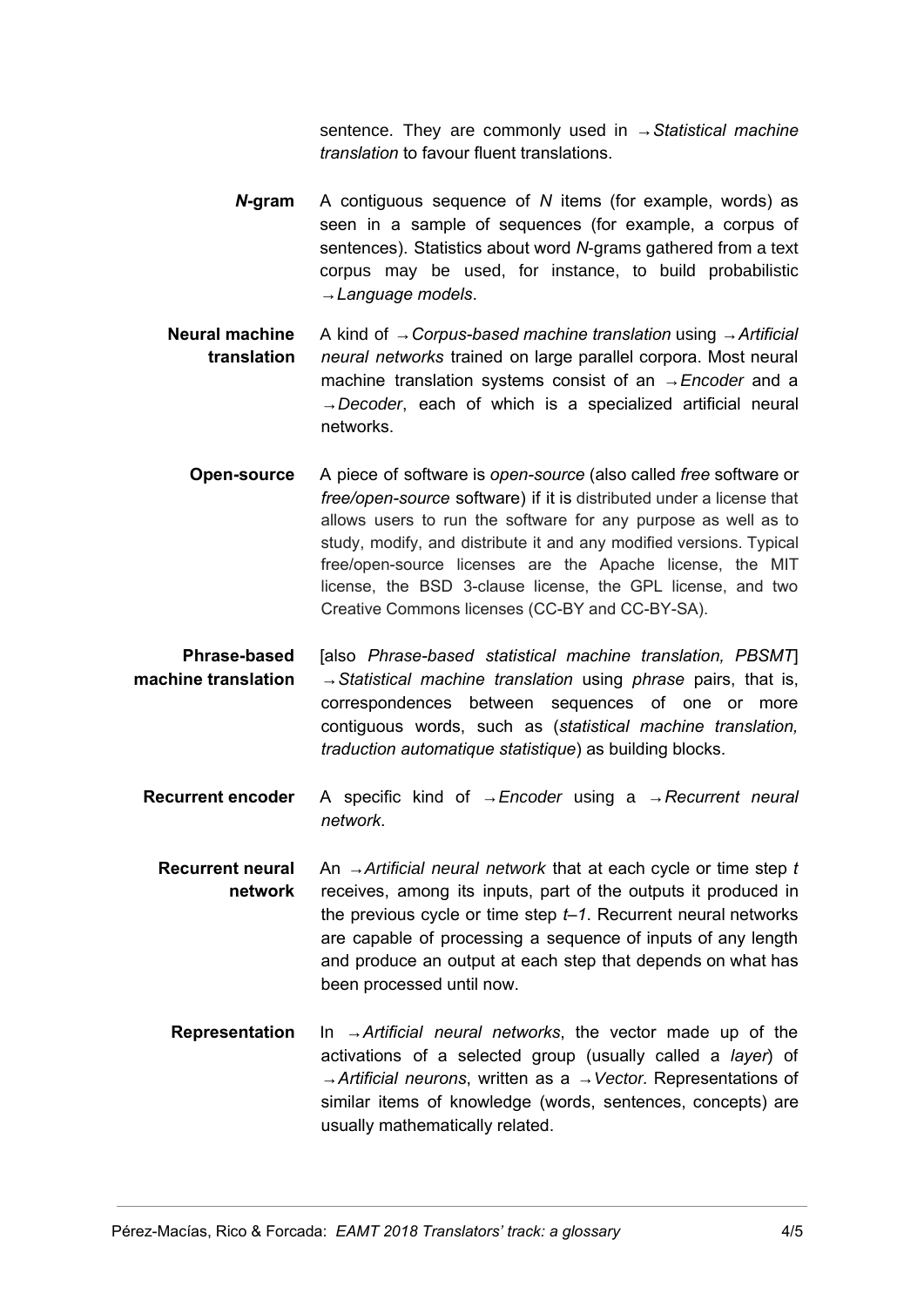sentence. They are commonly used in →*Statistical machine translation* to favour fluent translations.

***N*-gram** A contiguous sequence of *N* items (for example, words) as seen in a sample of sequences (for example, a corpus of sentences). Statistics about word *N*-grams gathered from a text corpus may be used, for instance, to build probabilistic →*Language models*.

**Neural machine translation** A kind of →*Corpus-based machine translation* using →*Artificial neural networks* trained on large parallel corpora. Most neural machine translation systems consist of an →*Encoder* and a →*Decoder*, each of which is a specialized artificial neural networks.

**Open-source** A piece of software is *open-source* (also called *free* software or *free/open-source* software) if it is distributed under a license that allows users to run the software for any purpose as well as to study, modify, and distribute it and any modified versions. Typical free/open-source licenses are the Apache license, the MIT license, the BSD 3-clause license, the GPL license, and two Creative Commons licenses (CC-BY and CC-BY-SA).

**Phrase-based machine translation** [also *Phrase-based statistical machine translation, PBSMT*] →*Statistical machine translation* using *phrase* pairs, that is, correspondences between sequences of one or more contiguous words, such as (*statistical machine translation, traduction automatique statistique*) as building blocks.

**Recurrent encoder** A specific kind of →*Encoder* using a →*Recurrent neural network*.

**Recurrent neural network** An →*Artificial neural network* that at each cycle or time step *t* receives, among its inputs, part of the outputs it produced in the previous cycle or time step *t–1*. Recurrent neural networks are capable of processing a sequence of inputs of any length and produce an output at each step that depends on what has been processed until now.

**Representation** In →*Artificial neural networks*, the vector made up of the activations of a selected group (usually called a *layer*) of →*Artificial neurons*, written as a →*Vector*. Representations of similar items of knowledge (words, sentences, concepts) are usually mathematically related.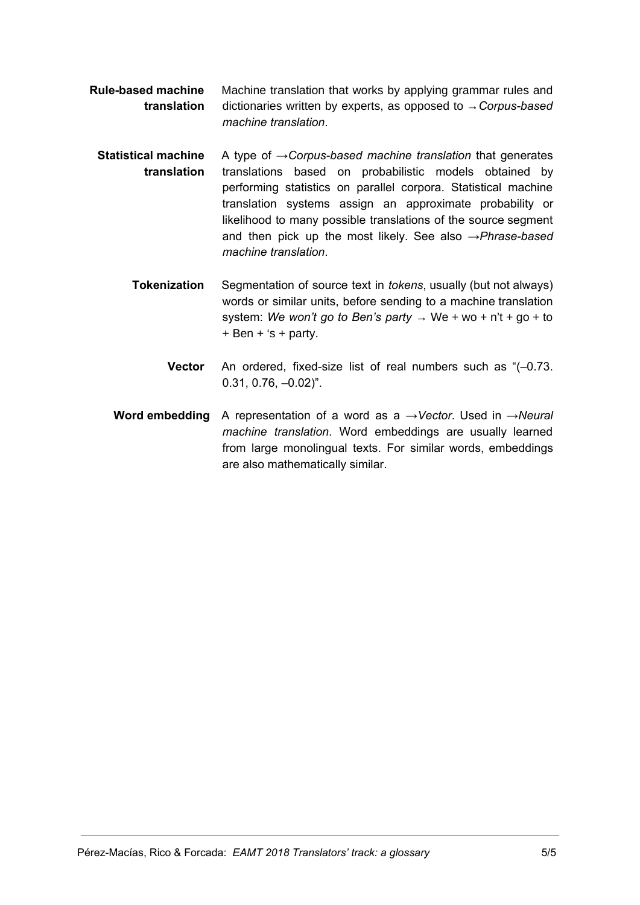**Rule-based machine translation** Machine translation that works by applying grammar rules and dictionaries written by experts, as opposed to →*Corpus-based machine translation*.

**Statistical machine translation** A type of →*Corpus-based machine translation* that generates translations based on probabilistic models obtained by performing statistics on parallel corpora. Statistical machine translation systems assign an approximate probability or likelihood to many possible translations of the source segment and then pick up the most likely. See also →*Phrase-based machine translation*.

**Tokenization** Segmentation of source text in *tokens*, usually (but not always) words or similar units, before sending to a machine translation system: *We won't go to Ben's party* → We + wo + n't + go + to + Ben + 's + party.

**Vector** An ordered, fixed-size list of real numbers such as "(–0.73. 0.31, 0.76, –0.02)".

**Word embedding** A representation of a word as a →*Vector*. Used in →*Neural machine translation*. Word embeddings are usually learned from large monolingual texts. For similar words, embeddings are also mathematically similar.